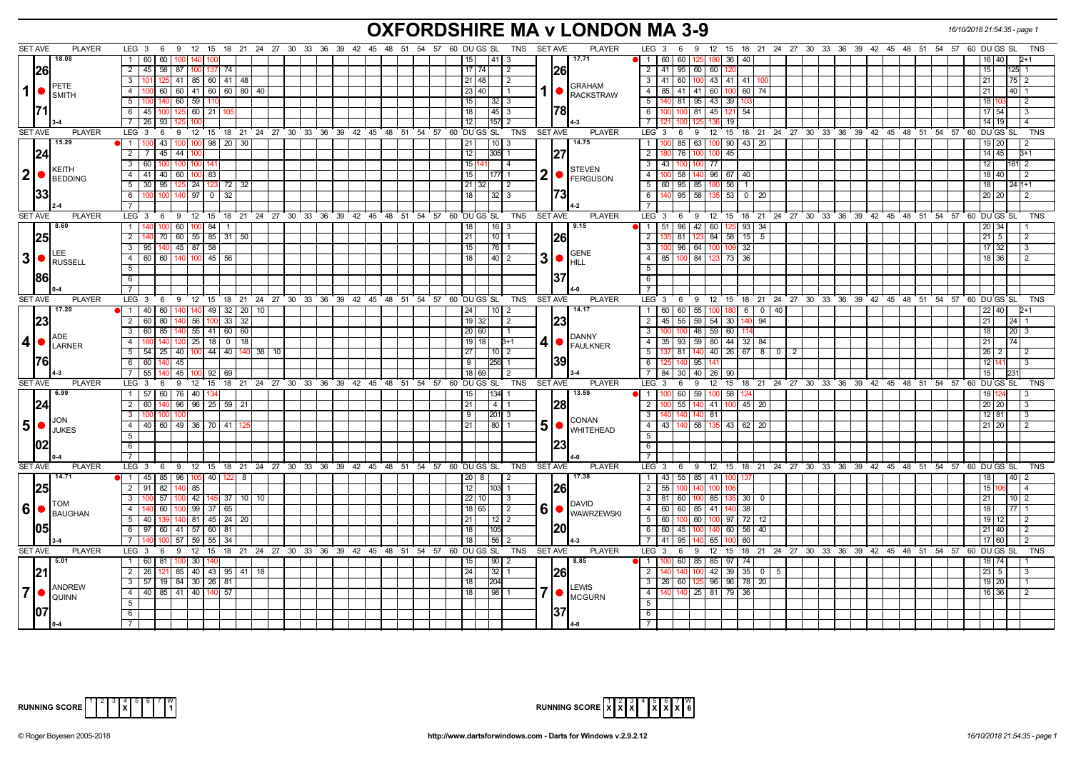# OXFORDSHIRE MA v LONDON MA 3-9

16/10/2018 21:54:35 - page 1

## Match 1

| SET AVE | PLAYER | LEG | Scores | DU | GS | SL | TNS |
|---|---|---|---|---|---|---|---|
| 18.08 / 26.71 | PETE SMITH (3-4) | 1 | 60 60 100 140 100 | 15 | | 41 | 3 |
| | | 2 | 45 58 87 100 137 74 | 17 | 74 | | 2 |
| | | 3 | 101 125 41 85 60 41 48 | 21 | 48 | | 2 |
| | | 4 | 100 60 60 41 60 60 80 40 | 23 | 40 | | 1 |
| | | 5 | 100 140 60 59 110 | 15 | | 32 | 3 |
| | | 6 | 45 100 125 60 21 105 | 18 | | 45 | 3 |
| | | 7 | 26 93 125 100 | 12 | | 157 | 2 |

| SET AVE | PLAYER | LEG | Scores | DU | GS | SL | TNS |
|---|---|---|---|---|---|---|---|
| 17.71 / 26.78 | GRAHAM RACKSTRAW (4-3) | 1 | 60 60 125 180 36 40 | 16 | 40 | | 2+1 |
| | | 2 | 41 95 60 60 120 | 15 | | 125 | 1 |
| | | 3 | 41 60 100 43 41 41 100 | 21 | | 75 | 2 |
| | | 4 | 85 41 41 60 100 60 74 | 21 | | 40 | 1 |
| | | 5 | 140 81 95 43 39 103 | 18 | 103 | | 2 |
| | | 6 | 100 100 81 45 121 54 | 17 | 54 | | 3 |
| | | 7 | 121 100 125 136 19 | 14 | 19 | | 4 |

## Match 2

| SET AVE | PLAYER | LEG | Scores | DU | GS | SL | TNS |
|---|---|---|---|---|---|---|---|
| 15.29 / 24.33 | KEITH BEDDING (2-4) | 1 | 100 43 100 100 98 20 30 | 21 | | 10 | 3 |
| | | 2 | 7 45 44 100 | 12 | | 305 | 1 |
| | | 3 | 60 100 100 100 141 | 15 | 141 | | 4 |
| | | 4 | 41 40 60 100 83 | 15 | | 177 | 1 |
| | | 5 | 30 95 125 24 123 72 32 | 21 | 32 | | 2 |
| | | 6 | 100 100 140 97 0 32 | 18 | | 32 | 3 |
| | | 7 | | | | | |

| SET AVE | PLAYER | LEG | Scores | DU | GS | SL | TNS |
|---|---|---|---|---|---|---|---|
| 14.75 / 27.73 | STEVEN FERGUSON (4-2) | 1 | 100 85 63 100 90 43 20 | 19 | 20 | | 2 |
| | | 2 | 180 76 100 100 45 | 14 | 45 | | 3+1 |
| | | 3 | 43 100 100 77 | 12 | | 181 | 2 |
| | | 4 | 100 58 140 96 67 40 | 18 | 40 | | 2 |
| | | 5 | 60 95 85 180 56 1 | 18 | | 24 | 1+1 |
| | | 6 | 140 95 58 135 53 0 20 | 20 | 20 | | 2 |
| | | 7 | | | | | |

## Match 3

| SET AVE | PLAYER | LEG | Scores | DU | GS | SL | TNS |
|---|---|---|---|---|---|---|---|
| 8.60 / 25.86 | LEE RUSSELL (0-4) | 1 | 140 100 60 100 84 1 | 18 | | 16 | 3 |
| | | 2 | 140 70 60 55 85 31 50 | 21 | | 10 | 1 |
| | | 3 | 95 140 45 87 58 | 15 | | 76 | 1 |
| | | 4 | 60 60 140 100 45 56 | 18 | | 40 | 2 |

| SET AVE | PLAYER | LEG | Scores | DU | GS | SL | TNS |
|---|---|---|---|---|---|---|---|
| 9.15 / 26.37 | GENE HILL (4-0) | 1 | 51 96 42 60 125 93 34 | 20 | 34 | | 1 |
| | | 2 | 135 81 123 84 58 15 5 | 21 | 5 | | 2 |
| | | 3 | 100 96 64 100 109 32 | 17 | 32 | | 3 |
| | | 4 | 85 100 84 123 73 36 | 18 | 36 | | 2 |

## Match 4

| SET AVE | PLAYER | LEG | Scores | DU | GS | SL | TNS |
|---|---|---|---|---|---|---|---|
| 17.20 / 23.76 | ADE LARNER (4-3) | 1 | 40 60 140 140 49 32 20 10 | 24 | | 10 | 2 |
| | | 2 | 60 80 140 56 100 33 32 | 19 | 32 | | 2 |
| | | 3 | 60 85 140 55 41 60 60 | 20 | 60 | | 1 |
| | | 4 | 180 140 120 25 18 0 18 | 19 | 18 | | 3+1 |
| | | 5 | 54 25 40 100 44 40 140 38 10 | 27 | | 10 | 2 |
| | | 6 | 60 140 45 | 9 | | 256 | 1 |
| | | 7 | 55 140 45 100 92 69 | 18 | 69 | | 2 |

| SET AVE | PLAYER | LEG | Scores | DU | GS | SL | TNS |
|---|---|---|---|---|---|---|---|
| 14.17 / 23.39 | DANNY FAULKNER (3-4) | 1 | 60 60 55 100 180 6 0 40 | 22 | 40 | | 2+1 |
| | | 2 | 45 55 59 54 30 140 94 | 21 | | 24 | 1 |
| | | 3 | 100 100 48 59 60 114 | 18 | | 20 | 3 |
| | | 4 | 35 93 59 80 44 32 84 | 21 | | 74 | |
| | | 5 | 137 81 140 40 26 67 8 0 2 | 26 | 2 | | 2 |
| | | 6 | 125 140 95 141 | 12 | 141 | | 3 |
| | | 7 | 84 30 40 26 90 | 15 | | 231 | |

## Match 5

| SET AVE | PLAYER | LEG | Scores | DU | GS | SL | TNS |
|---|---|---|---|---|---|---|---|
| 6.99 / 24.02 | JON JUKES (0-4) | 1 | 57 60 76 40 134 | 15 | | 134 | 1 |
| | | 2 | 60 140 96 96 25 59 21 | 21 | | 4 | 1 |
| | | 3 | 100 100 100 | 9 | | 201 | 3 |
| | | 4 | 40 60 49 36 70 41 125 | 21 | | 80 | 1 |

| SET AVE | PLAYER | LEG | Scores | DU | GS | SL | TNS |
|---|---|---|---|---|---|---|---|
| 13.59 / 28.23 | CONAN WHITEHEAD (4-0) | 1 | 100 60 59 100 58 124 | 18 | 124 | | 3 |
| | | 2 | 100 55 140 41 100 45 20 | 20 | 20 | | 3 |
| | | 3 | 140 140 140 81 | 12 | 81 | | 3 |
| | | 4 | 43 140 58 135 43 62 20 | 21 | 20 | | 2 |

## Match 6

| SET AVE | PLAYER | LEG | Scores | DU | GS | SL | TNS |
|---|---|---|---|---|---|---|---|
| 14.71 / 25.05 | TOM BAUGHAN (3-4) | 1 | 45 85 96 105 40 122 8 | 20 | 8 | | 2 |
| | | 2 | 91 82 140 85 | 12 | | 103 | 1 |
| | | 3 | 100 57 100 42 145 37 10 10 | 22 | 10 | | 3 |
| | | 4 | 140 60 100 99 37 65 | 18 | 65 | | 2 |
| | | 5 | 40 139 140 81 45 24 20 | 21 | | 12 | 2 |
| | | 6 | 97 60 41 57 60 81 | 18 | | 105 | |
| | | 7 | 140 100 57 59 55 34 | 18 | | 56 | 2 |

| SET AVE | PLAYER | LEG | Scores | DU | GS | SL | TNS |
|---|---|---|---|---|---|---|---|
| 17.38 / 26.20 | DAVID WAWRZEWSKI (4-3) | 1 | 43 55 85 41 100 137 | 18 | | 40 | 2 |
| | | 2 | 55 100 140 100 106 | 15 | 106 | | 4 |
| | | 3 | 81 60 100 85 135 30 0 | 21 | | 10 | 2 |
| | | 4 | 60 60 85 41 140 38 | 18 | | 77 | 1 |
| | | 5 | 60 100 60 100 97 72 12 | 19 | 12 | | 2 |
| | | 6 | 60 45 100 140 60 56 40 | 21 | 40 | | 2 |
| | | 7 | 41 95 140 65 100 60 | 17 | 60 | | 2 |

## Match 7

| SET AVE | PLAYER | LEG | Scores | DU | GS | SL | TNS |
|---|---|---|---|---|---|---|---|
| 5.01 / 21.07 | ANDREW QUINN (0-4) | 1 | 60 81 100 30 140 | 15 | | 90 | 2 |
| | | 2 | 26 121 85 40 43 95 41 18 | 24 | | 32 | 1 |
| | | 3 | 57 19 84 30 26 81 | 18 | | 204 | |
| | | 4 | 40 85 41 40 140 57 | 18 | | 98 | 1 |

| SET AVE | PLAYER | LEG | Scores | DU | GS | SL | TNS |
|---|---|---|---|---|---|---|---|
| 8.85 / 26.37 | LEWIS MCGURN (4-0) | 1 | 100 60 85 85 97 74 | 18 | 74 | | 1 |
| | | 2 | 140 140 100 42 39 35 0 5 | 23 | 5 | | 3 |
| | | 3 | 26 60 125 96 96 78 20 | 19 | 20 | | 1 |
| | | 4 | 140 140 25 81 79 36 | 16 | 36 | | 2 |

RUNNING SCORE (Oxfordshire): 1 2 3 4 5 6 7 — X at 4 — W: 1

RUNNING SCORE (London): 1 2 3 4 5 6 7 — X at 1, 2, 3, 5, 6, 7 — W: 6

© Roger Boyesen 2005-2018 — http://www.dartsforwindows.com - Darts for Windows v.2.9.2.12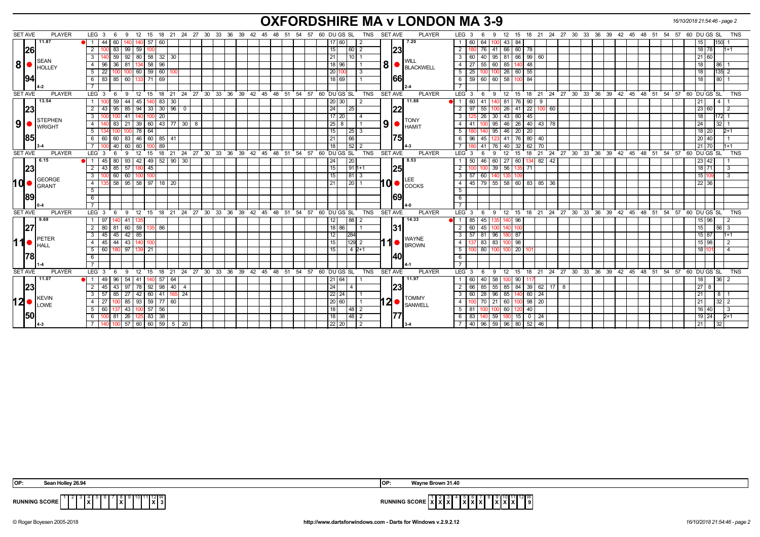# OXFORDSHIRE MA v LONDON MA 3-9

16/10/2018 21:54:46 - page 2

## Match 8: Sean Holley v Will Blackwell

| SET AVE | PLAYER | LEG | Scores | DU | GS | SL | TNS |
|---|---|---|---|---|---|---|---|
| 11.87 | SEAN HOLLEY | 1 | 44 60 140 140 57 60 | 17 | 60 | | 2 |
| 26 | | 2 | 100 83 99 59 100 | 15 | | 60 | 2 |
| 8 | | 3 | 140 59 92 80 58 32 30 | 21 | | 10 | 1 |
| | | 4 | 96 36 81 134 58 96 | 18 | 96 | | 1 |
| 94 | | 5 | 22 100 100 60 59 60 100 | 20 | 100 | | 3 |
| | | 6 | 83 85 60 133 71 69 | 18 | 69 | | 1 |
| 4-2 | | 7 | | | | | |

| SET AVE | PLAYER | LEG | Scores | DU | GS | SL | TNS |
|---|---|---|---|---|---|---|---|
| 7.20 | WILL BLACKWELL | 1 | 60 64 100 43 84 | 15 | | 150 | 1 |
| 23 | | 2 | 180 76 41 66 60 78 | 18 | 78 | | 1+1 |
| 8 | | 3 | 60 40 95 81 66 99 60 | 21 | 60 | | |
| | | 4 | 27 55 60 85 140 48 | 18 | | 86 | 1 |
| 66 | | 5 | 25 100 100 26 60 55 | 18 | | 135 | 2 |
| | | 6 | 59 60 60 58 100 84 | 18 | | 80 | 1 |
| 2-4 | | 7 | | | | | |

## Match 9: Stephen Wright v Tony Hamit

| SET AVE | PLAYER | LEG | Scores | DU | GS | SL | TNS |
|---|---|---|---|---|---|---|---|
| 13.54 | STEPHEN WRIGHT | 1 | 100 59 44 45 140 83 30 | 20 | 30 | | 2 |
| 23 | | 2 | 43 95 85 94 33 30 96 0 | 24 | | 25 | |
| 9 | | 3 | 100 100 41 140 100 20 | 17 | 20 | | 4 |
| | | 4 | 140 83 21 39 60 43 77 30 8 | 25 | 8 | | 1 |
| 85 | | 5 | 134 100 100 78 64 | 15 | | 25 | 3 |
| | | 6 | 60 60 83 46 60 85 41 | 21 | | 66 | |
| 3-4 | | 7 | 100 40 60 60 100 89 | 18 | | 52 | 2 |

| SET AVE | PLAYER | LEG | Scores | DU | GS | SL | TNS |
|---|---|---|---|---|---|---|---|
| 11.88 | TONY HAMIT | 1 | 60 41 140 81 76 90 9 | 21 | | 4 | 1 |
| 22 | | 2 | 97 55 100 26 41 22 100 60 | 23 | 60 | | 2 |
| 9 | | 3 | 125 26 30 43 60 45 | 18 | | 172 | 1 |
| | | 4 | 41 100 95 46 26 40 43 78 | 24 | | 32 | 1 |
| 75 | | 5 | 180 140 95 46 20 20 | 18 | 20 | | 2+1 |
| | | 6 | 96 45 123 41 76 80 40 | 20 | 40 | | 1 |
| 4-3 | | 7 | 180 41 76 40 32 62 70 | 21 | 70 | | 1+1 |

## Match 10: George Grant v Lee Cocks

| SET AVE | PLAYER | LEG | Scores | DU | GS | SL | TNS |
|---|---|---|---|---|---|---|---|
| 6.15 | GEORGE GRANT | 1 | 45 80 93 42 49 52 90 30 | 24 | | 20 | |
| 23 | | 2 | 43 85 57 180 45 | 15 | | 91 | 1+1 |
| 10 | | 3 | 100 60 60 100 100 | 15 | | 81 | 3 |
| | | 4 | 135 58 95 58 97 18 20 | 21 | | 20 | 1 |
| 89 | | 5 | | | | | |
| | | 6 | | | | | |
| 0-4 | | 7 | | | | | |

| SET AVE | PLAYER | LEG | Scores | DU | GS | SL | TNS |
|---|---|---|---|---|---|---|---|
| 8.53 | LEE COCKS | 1 | 50 46 60 27 60 134 82 42 | 23 | 42 | | 1 |
| 25 | | 2 | 100 100 39 56 135 71 | 18 | 71 | | 3 |
| 10 | | 3 | 57 60 140 135 109 | 15 | 109 | | 3 |
| | | 4 | 45 79 55 58 60 83 85 36 | 22 | 36 | | |
| 69 | | 5 | | | | | |
| | | 6 | | | | | |
| 4-0 | | 7 | | | | | |

## Match 11: Peter Hall v Wayne Brown

| SET AVE | PLAYER | LEG | Scores | DU | GS | SL | TNS |
|---|---|---|---|---|---|---|---|
| 9.69 | PETER HALL | 1 | 97 140 41 135 | 12 | | 88 | 2 |
| 27 | | 2 | 80 81 60 59 135 86 | 18 | 86 | | 1 |
| 11 | | 3 | 45 45 42 85 | 12 | | 284 | |
| | | 4 | 45 44 43 140 100 | 15 | | 129 | 2 |
| 78 | | 5 | 60 180 97 139 21 | 15 | | 4 | 2+1 |
| | | 6 | | | | | |
| 1-4 | | 7 | | | | | |

| SET AVE | PLAYER | LEG | Scores | DU | GS | SL | TNS |
|---|---|---|---|---|---|---|---|
| 14.33 | WAYNE BROWN | 1 | 85 45 135 140 96 | 15 | 96 | | 2 |
| 31 | | 2 | 60 45 100 140 100 | 15 | | 56 | 3 |
| 11 | | 3 | 57 81 96 180 87 | 15 | 87 | | 1+1 |
| | | 4 | 137 83 83 100 98 | 15 | 98 | | 2 |
| 40 | | 5 | 100 80 100 100 20 101 | 18 | 101 | | 4 |
| | | 6 | | | | | |
| 4-1 | | 7 | | | | | |

## Match 12: Kevin Lowe v Tommy Sanwell

| SET AVE | PLAYER | LEG | Scores | DU | GS | SL | TNS |
|---|---|---|---|---|---|---|---|
| 11.07 | KEVIN LOWE | 1 | 49 96 54 41 140 57 64 | 21 | 64 | | 1 |
| 23 | | 2 | 45 43 97 78 92 98 40 4 | 24 | | 4 | |
| 12 | | 3 | 57 85 27 42 60 41 165 24 | 22 | 24 | | 1 |
| | | 4 | 27 100 85 93 59 77 60 | 20 | 60 | | 1 |
| 50 | | 5 | 60 137 43 100 57 56 | 18 | | 48 | 2 |
| | | 6 | 100 81 26 125 83 38 | 18 | | 48 | 2 |
| 4-3 | | 7 | 140 100 57 60 60 59 5 20 | 22 | 20 | | 2 |

| SET AVE | PLAYER | LEG | Scores | DU | GS | SL | TNS |
|---|---|---|---|---|---|---|---|
| 11.97 | TOMMY SANWELL | 1 | 60 40 58 100 90 117 | 18 | | 36 | 2 |
| 23 | | 2 | 66 85 55 85 84 39 62 17 8 | 27 | 8 | | |
| 12 | | 3 | 60 28 96 85 140 60 24 | 21 | | 8 | 1 |
| | | 4 | 100 70 21 60 100 98 20 | 21 | | 32 | 2 |
| 77 | | 5 | 81 100 100 60 120 40 | 16 | 40 | | 3 |
| | | 6 | 83 140 59 180 15 0 24 | 19 | 24 | | 2+1 |
| 3-4 | | 7 | 40 96 59 96 80 52 46 | 21 | | 32 | |

OP: Sean Holley 26.94

OP: Wayne Brown 31.40

**RUNNING SCORE (Oxfordshire)**

| 1 | 2 | 3 | 4 | 5 | 6 | 7 | 8 | 9 | 10 | 11 | 12 | W |
|---|---|---|---|---|---|---|---|---|---|---|---|---|
| | | | X | | | | X | | | | X | 3 |

**RUNNING SCORE (London)**

| 1 | 2 | 3 | 4 | 5 | 6 | 7 | 8 | 9 | 10 | 11 | 12 | W |
|---|---|---|---|---|---|---|---|---|---|---|---|---|
| X | X | X | | X | X | X | | X | X | X | | 9 |

© Roger Boyesen 2005-2018 http://www.dartsforwindows.com - Darts for Windows v.2.9.2.12 16/10/2018 21:54:46 - page 2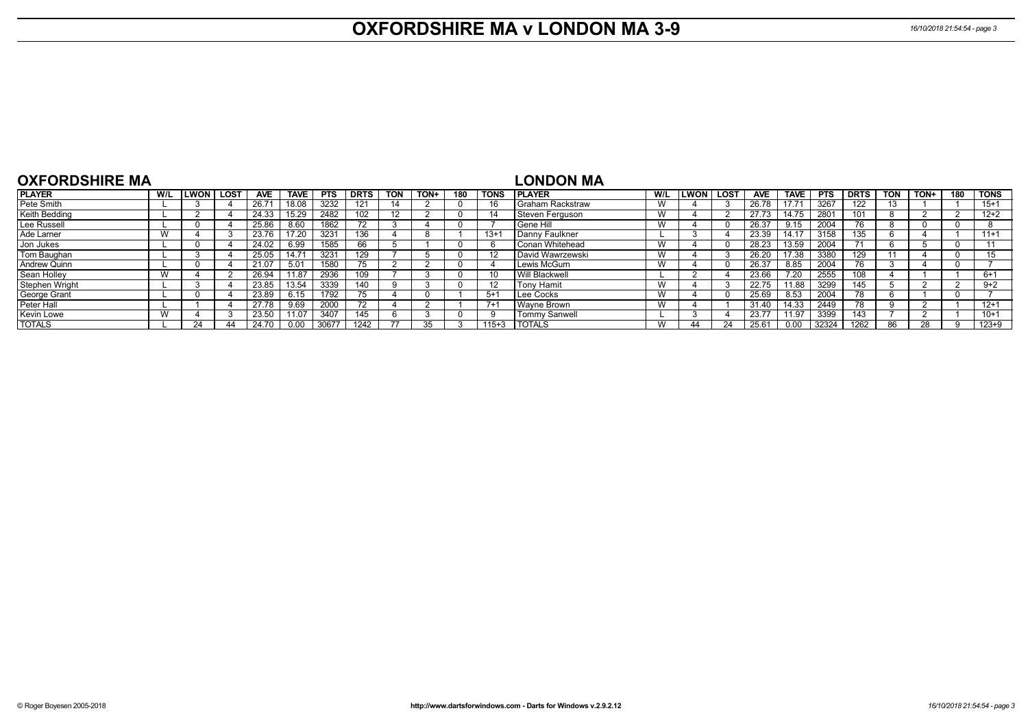# OXFORDSHIRE MA v LONDON MA 3-9

## OXFORDSHIRE MA

| PLAYER | W/L | LWON | LOST | AVE | TAVE | PTS | DRTS | TON | TON+ | 180 | TONS |
|---|---|---|---|---|---|---|---|---|---|---|---|
| Pete Smith | L | 3 | 4 | 26.71 | 18.08 | 3232 | 121 | 14 | 2 | 0 | 16 |
| Keith Bedding | L | 2 | 4 | 24.33 | 15.29 | 2482 | 102 | 12 | 2 | 0 | 14 |
| Lee Russell | L | 0 | 4 | 25.86 | 8.60 | 1862 | 72 | 3 | 4 | 0 | 7 |
| Ade Larner | W | 4 | 3 | 23.76 | 17.20 | 3231 | 136 | 4 | 8 | 1 | 13+1 |
| Jon Jukes | L | 0 | 4 | 24.02 | 6.99 | 1585 | 66 | 5 | 1 | 0 | 6 |
| Tom Baughan | L | 3 | 4 | 25.05 | 14.71 | 3231 | 129 | 7 | 5 | 0 | 12 |
| Andrew Quinn | L | 0 | 4 | 21.07 | 5.01 | 1580 | 75 | 2 | 2 | 0 | 4 |
| Sean Holley | W | 4 | 2 | 26.94 | 11.87 | 2936 | 109 | 7 | 3 | 0 | 10 |
| Stephen Wright | L | 3 | 4 | 23.85 | 13.54 | 3339 | 140 | 9 | 3 | 0 | 12 |
| George Grant | L | 0 | 4 | 23.89 | 6.15 | 1792 | 75 | 4 | 0 | 1 | 5+1 |
| Peter Hall | L | 1 | 4 | 27.78 | 9.69 | 2000 | 72 | 4 | 2 | 1 | 7+1 |
| Kevin Lowe | W | 4 | 3 | 23.50 | 11.07 | 3407 | 145 | 6 | 3 | 0 | 9 |
| TOTALS | L | 24 | 44 | 24.70 | 0.00 | 30677 | 1242 | 77 | 35 | 3 | 115+3 |

## LONDON MA

| PLAYER | W/L | LWON | LOST | AVE | TAVE | PTS | DRTS | TON | TON+ | 180 | TONS |
|---|---|---|---|---|---|---|---|---|---|---|---|
| Graham Rackstraw | W | 4 | 3 | 26.78 | 17.71 | 3267 | 122 | 13 | 1 | 1 | 15+1 |
| Steven Ferguson | W | 4 | 2 | 27.73 | 14.75 | 2801 | 101 | 8 | 2 | 2 | 12+2 |
| Gene Hill | W | 4 | 0 | 26.37 | 9.15 | 2004 | 76 | 8 | 0 | 0 | 8 |
| Danny Faulkner | L | 3 | 4 | 23.39 | 14.17 | 3158 | 135 | 6 | 4 | 1 | 11+1 |
| Conan Whitehead | W | 4 | 0 | 28.23 | 13.59 | 2004 | 71 | 6 | 5 | 0 | 11 |
| David Wawrzewski | W | 4 | 3 | 26.20 | 17.38 | 3380 | 129 | 11 | 4 | 0 | 15 |
| Lewis McGurn | W | 4 | 0 | 26.37 | 8.85 | 2004 | 76 | 3 | 4 | 0 | 7 |
| Will Blackwell | L | 2 | 4 | 23.66 | 7.20 | 2555 | 108 | 4 | 1 | 1 | 6+1 |
| Tony Hamit | W | 4 | 3 | 22.75 | 11.88 | 3299 | 145 | 5 | 2 | 2 | 9+2 |
| Lee Cocks | W | 4 | 0 | 25.69 | 8.53 | 2004 | 78 | 6 | 1 | 0 | 7 |
| Wayne Brown | W | 4 | 1 | 31.40 | 14.33 | 2449 | 78 | 9 | 2 | 1 | 12+1 |
| Tommy Sanwell | L | 3 | 4 | 23.77 | 11.97 | 3399 | 143 | 7 | 2 | 1 | 10+1 |
| TOTALS | W | 44 | 24 | 25.61 | 0.00 | 32324 | 1262 | 86 | 28 | 9 | 123+9 |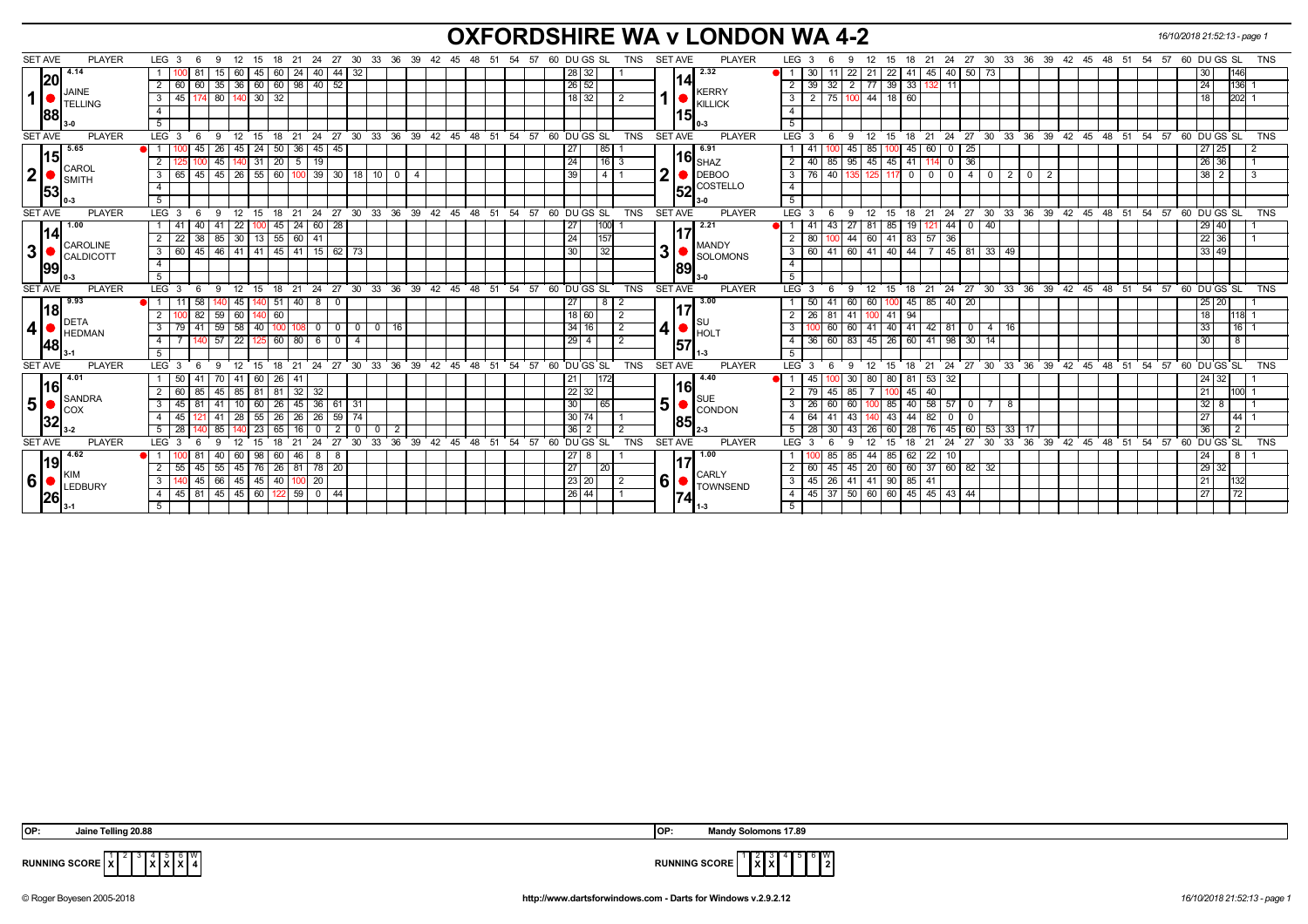# OXFORDSHIRE WA v LONDON WA 4-2

| SET AVE | PLAYER | LEG | 3 | 6 | 9 | 12 | 15 | 18 | 21 | 24 | 27 | 30 | 33 | 36 | 39 | DU | GS | SL | TNS | SET AVE | PLAYER | LEG | 3 | 6 | 9 | 12 | 15 | 18 | 21 | 24 | 27 | 30 | 33 | 36 | 39 | DU | GS | SL | TNS |
|---|---|---|---|---|---|---|---|---|---|---|---|---|---|---|---|---|---|---|---|---|---|---|---|---|---|---|---|---|---|---|---|---|---|---|---|---|---|---|---|
| 4.14 / 20.88 | 1 JAINE TELLING 3-0 | 1 | 100 | 81 | 15 | 60 | 45 | 60 | 24 | 40 | 44 | 32 | | | | 28 | 32 | | 1 | 2.32 / 14.15 | 1 KERRY KILLICK 0-3 | 1 | 30 | 11 | 22 | 21 | 22 | 41 | 45 | 40 | 50 | 73 | | | | | 30 | 146 | |
| | | 2 | 60 | 60 | 35 | 36 | 60 | 60 | 98 | 40 | 52 | | | | | 26 | 52 | | | | | 2 | 39 | 32 | 2 | 77 | 39 | 33 | 132 | 11 | | | | | | | 24 | 136 | 1 |
| | | 3 | 45 | 174 | 80 | 140 | 30 | 32 | | | | | | | | 18 | 32 | | 2 | | | 3 | 2 | 75 | 100 | 44 | 18 | 60 | | | | | | | | | 18 | 202 | 1 |
| 5.65 / 15.53 | 2 CAROL SMITH 0-3 | 1 | 100 | 45 | 26 | 45 | 24 | 50 | 36 | 45 | 45 | | | | | 27 | | 85 | 1 | 6.91 / 16.52 | 2 SHAZ DEBOO COSTELLO 3-0 | 1 | 41 | 100 | 45 | 85 | 100 | 45 | 60 | 0 | 25 | | | | | 27 | 25 | | 2 |
| | | 2 | 125 | 100 | 45 | 140 | 31 | 20 | 5 | 19 | | | | | | 24 | | 16 | 3 | | | 2 | 40 | 85 | 95 | 45 | 45 | 41 | 114 | 0 | 36 | | | | | 26 | 36 | | 1 |
| | | 3 | 65 | 45 | 45 | 26 | 55 | 60 | 100 | 39 | 30 | 18 | 10 | 0 | 4 | 39 | | 4 | 1 | | | 3 | 76 | 40 | 135 | 125 | 117 | 0 | 0 | 0 | 4 | 0 | 2 | 0 | 2 | 38 | 2 | | 3 |
| 1.00 / 14.99 | 3 CAROLINE CALDICOTT 0-3 | 1 | 41 | 40 | 41 | 22 | 100 | 45 | 24 | 60 | 28 | | | | | 27 | | 100 | 1 | 2.21 / 17.89 | 3 MANDY SOLOMONS 3-0 | 1 | 41 | 43 | 27 | 81 | 85 | 19 | 121 | 44 | 0 | 40 | | | | 29 | 40 | | 1 |
| | | 2 | 22 | 38 | 85 | 30 | 13 | 55 | 60 | 41 | | | | | | 24 | | 157 | | | | 2 | 80 | 100 | 44 | 60 | 41 | 83 | 57 | 36 | | | | | | 22 | 36 | | 1 |
| | | 3 | 60 | 45 | 46 | 41 | 41 | 45 | 41 | 15 | 62 | 73 | | | | 30 | | 32 | | | | 3 | 60 | 41 | 60 | 41 | 40 | 44 | 7 | 45 | 81 | 33 | 49 | | | 33 | 49 | | |
| 9.93 / 18.48 | 4 DETA HEDMAN 3-1 | 1 | 11 | 58 | 140 | 45 | 140 | 51 | 40 | 8 | 0 | | | | | 27 | | 8 | 2 | 3.00 / 17.57 | 4 SU HOLT 1-3 | 1 | 50 | 41 | 60 | 60 | 100 | 45 | 85 | 40 | 20 | | | | | 25 | 20 | | 1 |
| | | 2 | 100 | 82 | 59 | 60 | 140 | 60 | | | | | | | | 18 | 60 | | 2 | | | 2 | 26 | 81 | 41 | 100 | 41 | 94 | | | | | | | | 18 | | 118 | 1 |
| | | 3 | 79 | 41 | 59 | 58 | 40 | 100 | 108 | 0 | 0 | 0 | 0 | 16 | | 34 | 16 | | 2 | | | 3 | 100 | 60 | 60 | 41 | 40 | 41 | 42 | 81 | 0 | 4 | 16 | | | 33 | | 16 | 1 |
| | | 4 | 7 | 140 | 57 | 22 | 125 | 60 | 80 | 6 | 0 | 4 | | | | 29 | 4 | | 2 | | | 4 | 36 | 60 | 83 | 45 | 26 | 60 | 41 | 98 | 30 | 14 | | | | 30 | | 8 | |
| 4.01 / 16.32 | 5 SANDRA COX 3-2 | 1 | 50 | 41 | 70 | 41 | 60 | 26 | 41 | | | | | | | 21 | | 172 | | 4.40 / 16.85 | 5 SUE CONDON 2-3 | 1 | 45 | 100 | 30 | 80 | 80 | 81 | 53 | 32 | | | | | | 24 | 32 | | 1 |
| | | 2 | 60 | 85 | 45 | 85 | 81 | 81 | 32 | 32 | | | | | | 22 | 32 | | | | | 2 | 79 | 45 | 85 | 7 | 100 | 45 | 40 | | | | | | | 21 | | 100 | 1 |
| | | 3 | 45 | 81 | 41 | 10 | 60 | 26 | 45 | 36 | 61 | 31 | | | | 30 | | 65 | | | | 3 | 26 | 60 | 60 | 100 | 85 | 40 | 58 | 57 | 0 | 7 | 8 | | | 32 | 8 | | 1 |
| | | 4 | 45 | 121 | 41 | 28 | 55 | 26 | 26 | 26 | 59 | 74 | | | | 30 | 74 | | 1 | | | 4 | 64 | 41 | 43 | 140 | 43 | 44 | 82 | 0 | 0 | | | | | 27 | | 44 | 1 |
| | | 5 | 28 | 140 | 85 | 140 | 23 | 65 | 16 | 0 | 2 | 0 | 0 | 2 | | 36 | 2 | | 2 | | | 5 | 28 | 30 | 43 | 26 | 60 | 28 | 76 | 45 | 60 | 53 | 33 | 17 | | 36 | | 2 | |
| 4.62 / 19.26 | 6 KIM LEDBURY 3-1 | 1 | 100 | 81 | 40 | 60 | 98 | 60 | 46 | 8 | 8 | | | | | 27 | 8 | | 1 | 1.00 / 17.74 | 6 CARLY TOWNSEND 1-3 | 1 | 100 | 85 | 85 | 44 | 85 | 62 | 22 | 10 | | | | | | 24 | | 8 | 1 |
| | | 2 | 55 | 45 | 55 | 45 | 76 | 26 | 81 | 78 | 20 | | | | | 27 | | 20 | | | | 2 | 60 | 45 | 45 | 20 | 60 | 60 | 37 | 60 | 82 | 32 | | | | 29 | 32 | | |
| | | 3 | 140 | 45 | 66 | 45 | 45 | 40 | 100 | 20 | | | | | | 23 | 20 | | 2 | | | 3 | 45 | 26 | 41 | 41 | 90 | 85 | 41 | | | | | | | 21 | | 132 | |
| | | 4 | 45 | 81 | 45 | 45 | 60 | 122 | 59 | 0 | 44 | | | | | 26 | 44 | | 1 | | | 4 | 45 | 37 | 50 | 60 | 60 | 45 | 45 | 43 | 44 | | | | | 27 | | 72 | |

**OP:** Jaine Telling 20.88 | **OP:** Mandy Solomons 17.89

**RUNNING SCORE** (Oxfordshire): 1 X, 2 -, 3 -, 4 X, 5 X, 6 X — W: 4

**RUNNING SCORE** (London): 1 -, 2 X, 3 X, 4 -, 5 -, 6 - — W: 2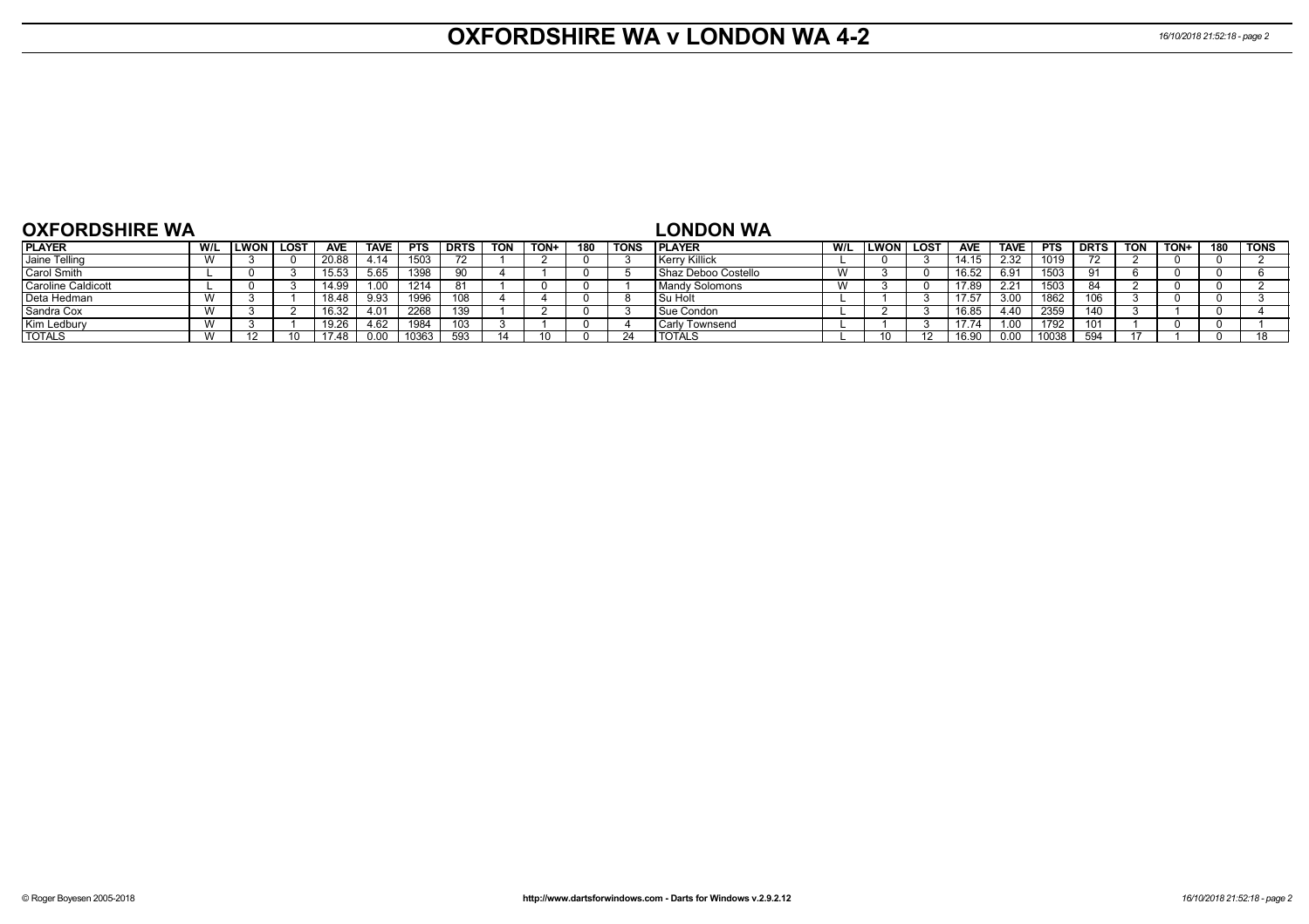# OXFORDSHIRE WA v LONDON WA 4-2

## OXFORDSHIRE WA

| PLAYER | W/L | LWON | LOST | AVE | TAVE | PTS | DRTS | TON | TON+ | 180 | TONS |
|---|---|---|---|---|---|---|---|---|---|---|---|
| Jaine Telling | W | 3 | 0 | 20.88 | 4.14 | 1503 | 72 | 1 | 2 | 0 | 3 |
| Carol Smith | L | 0 | 3 | 15.53 | 5.65 | 1398 | 90 | 4 | 1 | 0 | 5 |
| Caroline Caldicott | L | 0 | 3 | 14.99 | 1.00 | 1214 | 81 | 1 | 0 | 0 | 1 |
| Deta Hedman | W | 3 | 1 | 18.48 | 9.93 | 1996 | 108 | 4 | 4 | 0 | 8 |
| Sandra Cox | W | 3 | 2 | 16.32 | 4.01 | 2268 | 139 | 1 | 2 | 0 | 3 |
| Kim Ledbury | W | 3 | 1 | 19.26 | 4.62 | 1984 | 103 | 3 | 1 | 0 | 4 |
| TOTALS | W | 12 | 10 | 17.48 | 0.00 | 10363 | 593 | 14 | 10 | 0 | 24 |

## LONDON WA

| PLAYER | W/L | LWON | LOST | AVE | TAVE | PTS | DRTS | TON | TON+ | 180 | TONS |
|---|---|---|---|---|---|---|---|---|---|---|---|
| Kerry Killick | L | 0 | 3 | 14.15 | 2.32 | 1019 | 72 | 2 | 0 | 0 | 2 |
| Shaz Deboo Costello | W | 3 | 0 | 16.52 | 6.91 | 1503 | 91 | 6 | 0 | 0 | 6 |
| Mandy Solomons | W | 3 | 0 | 17.89 | 2.21 | 1503 | 84 | 2 | 0 | 0 | 2 |
| Su Holt | L | 1 | 3 | 17.57 | 3.00 | 1862 | 106 | 3 | 0 | 0 | 3 |
| Sue Condon | L | 2 | 3 | 16.85 | 4.40 | 2359 | 140 | 3 | 1 | 0 | 4 |
| Carly Townsend | L | 1 | 3 | 17.74 | 1.00 | 1792 | 101 | 1 | 0 | 0 | 1 |
| TOTALS | L | 10 | 12 | 16.90 | 0.00 | 10038 | 594 | 17 | 1 | 0 | 18 |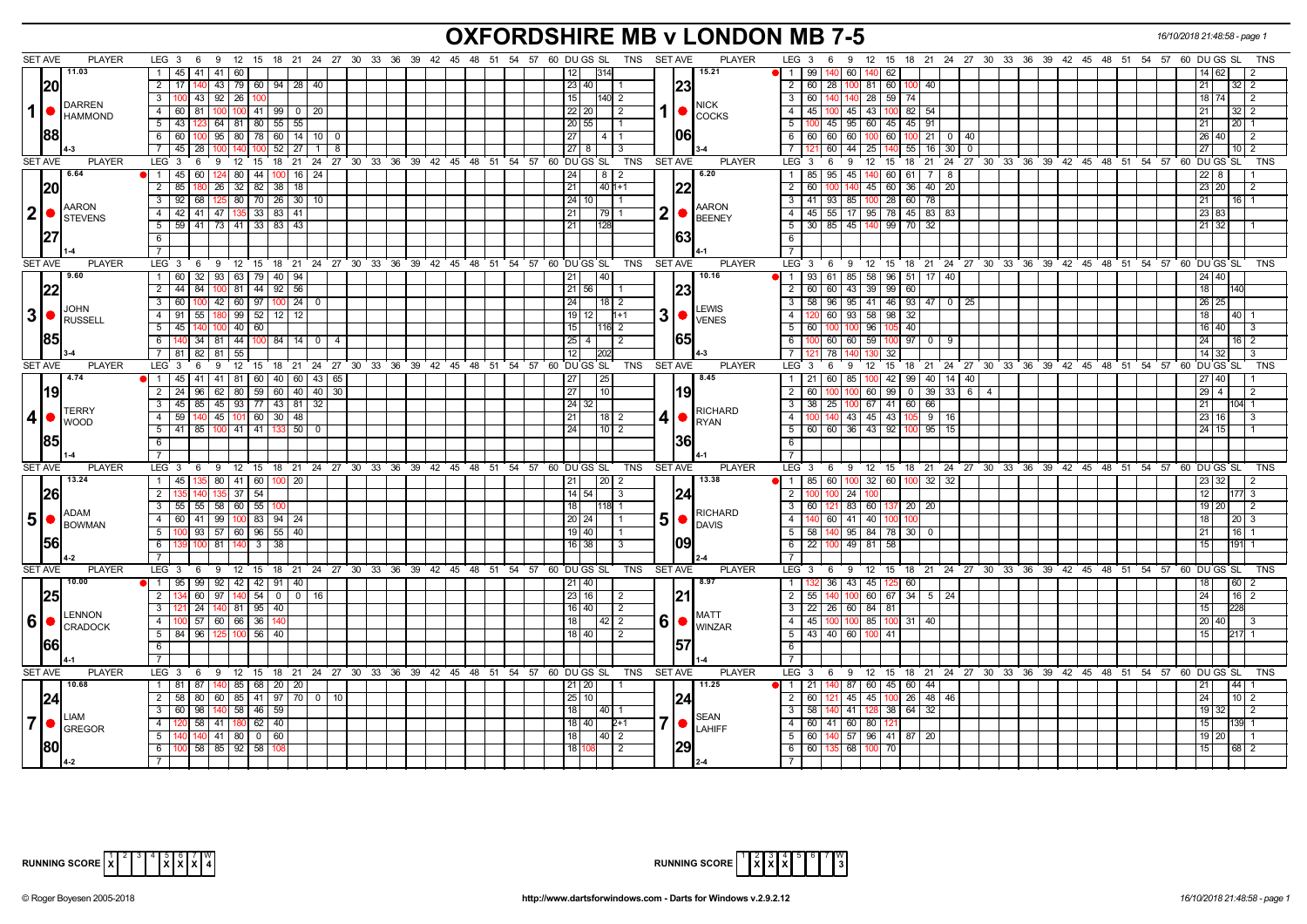# OXFORDSHIRE MB v LONDON MB 7-5

16/10/2018 21:48:58 - page 1

## Match 1

| SET AVE | PLAYER | LEG | Scores | DU | GS | SL | TNS |
|---|---|---|---|---|---|---|---|
| 11.03 | DARREN HAMMOND (20/88, 4-3) | 1 | 45 41 41 60 | 12 | | 314 | |
| | | 2 | 17 140 43 79 60 94 28 40 | 23 | 40 | | 1 |
| | | 3 | 100 43 92 26 100 | 15 | | 140 | 2 |
| | | 4 | 60 81 100 100 41 99 0 20 | 22 | 20 | | 2 |
| | | 5 | 43 123 64 81 80 55 55 | 20 | 55 | | 1 |
| | | 6 | 60 100 95 80 78 60 14 10 0 | 27 | | 4 | 1 |
| | | 7 | 45 28 100 140 100 52 27 1 8 | 27 | 8 | | 3 |

| SET AVE | PLAYER | LEG | Scores | DU | GS | SL | TNS |
|---|---|---|---|---|---|---|---|
| 15.21 | NICK COCKS (23/06, 3-4) | 1 | 99 140 60 140 62 | 14 | 62 | | 2 |
| | | 2 | 60 28 100 81 60 100 40 | 21 | | 32 | 2 |
| | | 3 | 60 140 140 28 59 74 | 18 | 74 | | 2 |
| | | 4 | 45 100 45 43 100 82 54 | 21 | | 32 | 2 |
| | | 5 | 100 45 95 60 45 45 91 | 21 | | 20 | 1 |
| | | 6 | 60 60 60 100 60 100 21 0 40 | 26 | 40 | | 2 |
| | | 7 | 121 60 44 25 140 55 16 30 0 | 27 | | 10 | 2 |

## Match 2

| SET AVE | PLAYER | LEG | Scores | DU | GS | SL | TNS |
|---|---|---|---|---|---|---|---|
| 6.64 | AARON STEVENS (20/27, 1-4) | 1 | 45 60 124 80 44 100 16 24 | 24 | | 8 | 2 |
| | | 2 | 85 180 26 32 82 38 18 | 21 | | 40 | 1+1 |
| | | 3 | 92 68 125 80 70 26 30 10 | 24 | 10 | | 1 |
| | | 4 | 42 41 47 135 33 83 41 | 21 | | 79 | 1 |
| | | 5 | 59 41 73 41 33 83 43 | 21 | | 128 | |

| SET AVE | PLAYER | LEG | Scores | DU | GS | SL | TNS |
|---|---|---|---|---|---|---|---|
| 6.20 | AARON BEENEY (22/63, 4-1) | 1 | 85 95 45 140 60 61 7 8 | 22 | 8 | | 1 |
| | | 2 | 60 100 140 45 60 36 40 20 | 23 | 20 | | 2 |
| | | 3 | 41 93 85 100 28 60 78 | 21 | | 16 | 1 |
| | | 4 | 45 55 17 95 78 45 83 83 | 23 | 83 | | |
| | | 5 | 30 85 45 140 99 70 32 | 21 | 32 | | 1 |

## Match 3

| SET AVE | PLAYER | LEG | Scores | DU | GS | SL | TNS |
|---|---|---|---|---|---|---|---|
| 9.60 | JOHN RUSSELL (22/85, 3-4) | 1 | 60 32 93 63 79 40 94 | 21 | | 40 | |
| | | 2 | 44 84 100 81 44 92 56 | 21 | 56 | | 1 |
| | | 3 | 60 100 42 60 97 100 24 0 | 24 | | 18 | 2 |
| | | 4 | 91 55 180 99 52 12 12 | 19 | 12 | | 1+1 |
| | | 5 | 45 140 100 40 60 | 15 | | 116 | 2 |
| | | 6 | 140 34 81 44 100 84 14 0 4 | 25 | 4 | | 2 |
| | | 7 | 81 82 81 55 | 12 | | 202 | |

| SET AVE | PLAYER | LEG | Scores | DU | GS | SL | TNS |
|---|---|---|---|---|---|---|---|
| 10.16 | LEWIS VENES (23/65, 4-3) | 1 | 93 61 85 58 96 51 17 40 | 24 | 40 | | |
| | | 2 | 60 60 43 39 99 60 | 18 | | 140 | |
| | | 3 | 58 96 95 41 46 93 47 0 25 | 26 | 25 | | |
| | | 4 | 120 60 93 58 98 32 | 18 | | 40 | 1 |
| | | 5 | 60 100 100 96 105 40 | 16 | 40 | | 3 |
| | | 6 | 100 60 60 59 100 97 0 9 | 24 | | 16 | 2 |
| | | 7 | 121 78 140 130 32 | 14 | 32 | | 3 |

## Match 4

| SET AVE | PLAYER | LEG | Scores | DU | GS | SL | TNS |
|---|---|---|---|---|---|---|---|
| 4.74 | TERRY WOOD (19/85, 1-4) | 1 | 45 41 41 81 60 40 60 43 65 | 27 | | 25 | |
| | | 2 | 24 96 62 80 59 60 40 40 30 | 27 | | 10 | |
| | | 3 | 45 85 45 93 77 43 81 32 | 24 | 32 | | |
| | | 4 | 59 140 45 101 60 30 48 | 21 | | 18 | 2 |
| | | 5 | 41 85 100 41 41 133 50 0 | 24 | | 10 | 2 |

| SET AVE | PLAYER | LEG | Scores | DU | GS | SL | TNS |
|---|---|---|---|---|---|---|---|
| 8.45 | RICHARD RYAN (19/36, 4-1) | 1 | 21 60 85 100 42 99 40 14 40 | 27 | 40 | | 1 |
| | | 2 | 60 100 100 60 99 0 39 33 6 4 | 29 | 4 | | 2 |
| | | 3 | 38 25 100 67 41 60 66 | 21 | | 104 | 1 |
| | | 4 | 100 140 43 45 43 105 9 16 | 23 | 16 | | 3 |
| | | 5 | 60 60 36 43 92 100 95 15 | 24 | 15 | | 1 |

## Match 5

| SET AVE | PLAYER | LEG | Scores | DU | GS | SL | TNS |
|---|---|---|---|---|---|---|---|
| 13.24 | ADAM BOWMAN (26/56, 4-2) | 1 | 45 135 80 41 60 100 20 | 21 | | 20 | 2 |
| | | 2 | 135 140 135 37 54 | 14 | 54 | | 3 |
| | | 3 | 55 55 58 60 55 100 | 18 | | 118 | 1 |
| | | 4 | 60 41 99 100 83 94 24 | 20 | 24 | | 1 |
| | | 5 | 100 93 57 60 96 55 40 | 19 | 40 | | 1 |
| | | 6 | 139 100 81 140 3 38 | 16 | 38 | | 3 |

| SET AVE | PLAYER | LEG | Scores | DU | GS | SL | TNS |
|---|---|---|---|---|---|---|---|
| 13.38 | RICHARD DAVIS (24/09, 2-4) | 1 | 85 60 100 32 60 100 32 32 | 23 | 32 | | 2 |
| | | 2 | 100 100 24 100 | 12 | | 177 | 3 |
| | | 3 | 60 121 83 60 137 20 20 | 19 | 20 | | 2 |
| | | 4 | 140 60 41 40 100 100 | 18 | | 20 | 3 |
| | | 5 | 58 140 95 84 78 30 0 | 21 | | 16 | 1 |
| | | 6 | 22 100 49 81 58 | 15 | | 191 | 1 |

## Match 6

| SET AVE | PLAYER | LEG | Scores | DU | GS | SL | TNS |
|---|---|---|---|---|---|---|---|
| 10.00 | LENNON CRADOCK (25/66, 4-1) | 1 | 95 99 92 42 42 91 40 | 21 | 40 | | |
| | | 2 | 134 60 97 140 54 0 0 16 | 23 | 16 | | 2 |
| | | 3 | 121 24 140 81 95 40 | 16 | 40 | | 2 |
| | | 4 | 100 57 60 66 36 140 | 18 | | 42 | 2 |
| | | 5 | 84 96 125 100 56 40 | 18 | 40 | | 2 |

| SET AVE | PLAYER | LEG | Scores | DU | GS | SL | TNS |
|---|---|---|---|---|---|---|---|
| 8.97 | MATT WINZAR (21/57, 1-4) | 1 | 132 36 43 45 125 60 | 18 | | 60 | 2 |
| | | 2 | 55 140 100 60 67 34 5 24 | 24 | | 16 | 2 |
| | | 3 | 22 26 60 84 81 | 15 | | 228 | |
| | | 4 | 45 100 100 85 100 31 40 | 20 | 40 | | 3 |
| | | 5 | 43 40 60 100 41 | 15 | | 217 | 1 |

## Match 7

| SET AVE | PLAYER | LEG | Scores | DU | GS | SL | TNS |
|---|---|---|---|---|---|---|---|
| 10.68 | LIAM GREGOR (24/80, 4-2) | 1 | 81 87 140 85 68 20 20 | 21 | 20 | | 1 |
| | | 2 | 58 80 60 85 41 97 70 0 10 | 25 | 10 | | |
| | | 3 | 60 98 140 58 46 59 | 18 | | 40 | 1 |
| | | 4 | 120 58 41 180 62 40 | 18 | 40 | | 2+1 |
| | | 5 | 140 140 41 80 0 60 | 18 | | 40 | 2 |
| | | 6 | 100 58 85 92 58 108 | 18 | 108 | | 2 |

| SET AVE | PLAYER | LEG | Scores | DU | GS | SL | TNS |
|---|---|---|---|---|---|---|---|
| 11.25 | SEAN LAHIFF (24/29, 2-4) | 1 | 21 140 87 60 45 60 44 | 21 | | 44 | 1 |
| | | 2 | 60 121 45 45 100 26 48 46 | 24 | | 10 | 2 |
| | | 3 | 58 140 41 128 38 64 32 | 19 | 32 | | 2 |
| | | 4 | 60 41 60 80 121 | 15 | | 139 | 1 |
| | | 5 | 60 140 57 96 41 87 20 | 19 | 20 | | 1 |
| | | 6 | 60 135 68 100 70 | 15 | | 68 | 2 |

RUNNING SCORE (Oxfordshire): 1 X, 5 X, 6 X, 7 X — W 4

RUNNING SCORE (London): 2 X, 3 X, 4 X — W 3

© Roger Boyesen 2005-2018 | http://www.dartsforwindows.com - Darts for Windows v.2.9.2.12 | 16/10/2018 21:48:58 - page 1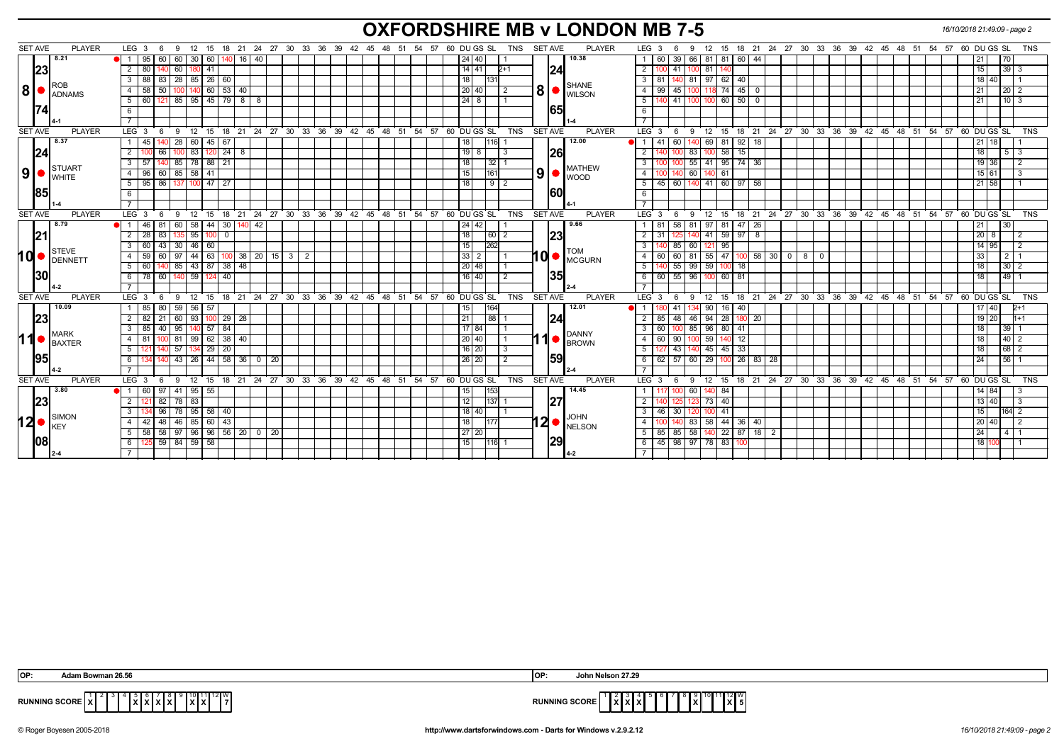# OXFORDSHIRE MB v LONDON MB 7-5

16/10/2018 21:49:09 - page 2

## Set 8

**ROB ADNAMS** — SET AVE: 8.21 / 23.74 — 4-1

| LEG | 3 | 6 | 9 | 12 | 15 | 18 | 21 | 24 | 27 | DU | GS | SL | TNS |
|---|---|---|---|---|---|---|---|---|---|---|---|---|---|
| 1 | 95 | 60 | 60 | 30 | 60 | 140 | 16 | 40 | | 24 | 40 | | 1 |
| 2 | 80 | 140 | 60 | 180 | 41 | | | | | 14 | 41 | | 2+1 |
| 3 | 88 | 83 | 28 | 85 | 26 | 60 | | | | 18 | | 131 | |
| 4 | 58 | 50 | 100 | 140 | 60 | 53 | 40 | | | 20 | 40 | | 2 |
| 5 | 60 | 121 | 85 | 95 | 45 | 79 | 8 | 8 | | 24 | 8 | | 1 |

**SHANE WILSON** — SET AVE: 10.38 / 24.65 — 1-4

| LEG | 3 | 6 | 9 | 12 | 15 | 18 | 21 | DU | GS | SL | TNS |
|---|---|---|---|---|---|---|---|---|---|---|---|
| 1 | 60 | 39 | 66 | 81 | 81 | 60 | 44 | 21 | | 70 | |
| 2 | 100 | 41 | 100 | 81 | 140 | | | 15 | | 39 | 3 |
| 3 | 81 | 140 | 81 | 97 | 62 | 40 | | 18 | 40 | | 1 |
| 4 | 99 | 45 | 100 | 118 | 74 | 45 | 0 | 21 | | 20 | 2 |
| 5 | 140 | 41 | 100 | 100 | 60 | 50 | 0 | 21 | | 10 | 3 |

## Set 9

**STUART WHITE** — SET AVE: 8.37 / 24.85 — 1-4

| LEG | 3 | 6 | 9 | 12 | 15 | 18 | 21 | DU | GS | SL | TNS |
|---|---|---|---|---|---|---|---|---|---|---|---|
| 1 | 45 | 140 | 28 | 60 | 45 | 67 | | 18 | | 116 | 1 |
| 2 | 100 | 66 | 100 | 83 | 120 | 24 | 8 | 19 | 8 | | 3 |
| 3 | 57 | 140 | 85 | 78 | 88 | 21 | | 18 | | 32 | 1 |
| 4 | 96 | 60 | 85 | 58 | 41 | | | 15 | | 161 | |
| 5 | 95 | 86 | 137 | 100 | 47 | 27 | | 18 | | 9 | 2 |

**MATHEW WOOD** — SET AVE: 12.00 / 26.60 — 4-1

| LEG | 3 | 6 | 9 | 12 | 15 | 18 | 21 | DU | GS | SL | TNS |
|---|---|---|---|---|---|---|---|---|---|---|---|
| 1 | 41 | 60 | 140 | 69 | 81 | 92 | 18 | 21 | 18 | | 1 |
| 2 | 140 | 100 | 83 | 100 | 58 | 15 | | 18 | | 5 | 3 |
| 3 | 100 | 100 | 55 | 41 | 95 | 74 | 36 | 19 | 36 | | 2 |
| 4 | 100 | 140 | 60 | 140 | 61 | | | 15 | 61 | | 3 |
| 5 | 45 | 60 | 140 | 41 | 60 | 97 | 58 | 21 | 58 | | 1 |

## Set 10

**STEVE DENNETT** — SET AVE: 8.79 / 21.30 — 4-2

| LEG | 3 | 6 | 9 | 12 | 15 | 18 | 21 | 24 | 27 | 30 | 33 | DU | GS | SL | TNS |
|---|---|---|---|---|---|---|---|---|---|---|---|---|---|---|---|
| 1 | 46 | 81 | 60 | 58 | 44 | 30 | 140 | 42 | | | | 24 | 42 | | 1 |
| 2 | 28 | 83 | 135 | 95 | 100 | 0 | | | | | | 18 | | 60 | 2 |
| 3 | 60 | 43 | 30 | 46 | 60 | | | | | | | 15 | | 262 | |
| 4 | 59 | 60 | 97 | 44 | 63 | 100 | 38 | 20 | 15 | 3 | 2 | 33 | 2 | | 1 |
| 5 | 60 | 140 | 85 | 43 | 87 | 38 | 48 | | | | | 20 | 48 | | 1 |
| 6 | 78 | 60 | 140 | 59 | 124 | 40 | | | | | | 16 | 40 | | 2 |

**TOM MCGURN** — SET AVE: 9.66 / 23.35 — 2-4

| LEG | 3 | 6 | 9 | 12 | 15 | 18 | 21 | 24 | 27 | 30 | 33 | DU | GS | SL | TNS |
|---|---|---|---|---|---|---|---|---|---|---|---|---|---|---|---|
| 1 | 81 | 58 | 81 | 97 | 81 | 47 | 26 | | | | | 21 | | 30 | |
| 2 | 31 | 125 | 140 | 41 | 59 | 97 | 8 | | | | | 20 | 8 | | 2 |
| 3 | 140 | 85 | 60 | 121 | 95 | | | | | | | 14 | 95 | | 2 |
| 4 | 60 | 60 | 81 | 55 | 47 | 100 | 58 | 30 | 0 | 8 | 0 | 33 | | 2 | 1 |
| 5 | 140 | 55 | 99 | 59 | 100 | 18 | | | | | | 18 | | 30 | 2 |
| 6 | 60 | 55 | 96 | 100 | 60 | 81 | | | | | | 18 | | 49 | 1 |

## Set 11

**MARK BAXTER** — SET AVE: 10.09 / 23.95 — 4-2

| LEG | 3 | 6 | 9 | 12 | 15 | 18 | 21 | 24 | 27 | DU | GS | SL | TNS |
|---|---|---|---|---|---|---|---|---|---|---|---|---|---|
| 1 | 85 | 80 | 59 | 56 | 57 | | | | | 15 | | 164 | |
| 2 | 82 | 21 | 60 | 93 | 100 | 29 | 28 | | | 21 | | 88 | 1 |
| 3 | 85 | 40 | 95 | 140 | 57 | 84 | | | | 17 | 84 | | 1 |
| 4 | 81 | 100 | 81 | 99 | 62 | 38 | 40 | | | 20 | 40 | | 1 |
| 5 | 121 | 140 | 57 | 134 | 29 | 20 | | | | 16 | 20 | | 3 |
| 6 | 134 | 140 | 43 | 26 | 44 | 58 | 36 | 0 | 20 | 26 | 20 | | 2 |

**DANNY BROWN** — SET AVE: 12.01 / 24.59 — 2-4

| LEG | 3 | 6 | 9 | 12 | 15 | 18 | 21 | 24 | DU | GS | SL | TNS |
|---|---|---|---|---|---|---|---|---|---|---|---|---|
| 1 | 180 | 41 | 134 | 90 | 16 | 40 | | | 17 | 40 | | 2+1 |
| 2 | 85 | 48 | 46 | 94 | 28 | 180 | 20 | | 19 | 20 | | 1+1 |
| 3 | 60 | 100 | 85 | 96 | 80 | 41 | | | 18 | | 39 | 1 |
| 4 | 60 | 90 | 100 | 59 | 140 | 12 | | | 18 | | 40 | 2 |
| 5 | 127 | 43 | 140 | 45 | 45 | 33 | | | 18 | | 68 | 2 |
| 6 | 62 | 57 | 60 | 29 | 100 | 26 | 83 | 28 | 24 | | 56 | 1 |

## Set 12

**SIMON KEY** — SET AVE: 3.80 / 23.08 — 2-4

| LEG | 3 | 6 | 9 | 12 | 15 | 18 | 21 | 24 | 27 | DU | GS | SL | TNS |
|---|---|---|---|---|---|---|---|---|---|---|---|---|---|
| 1 | 60 | 97 | 41 | 95 | 55 | | | | | 15 | | 153 | |
| 2 | 121 | 82 | 78 | 83 | | | | | | 12 | | 137 | 1 |
| 3 | 134 | 96 | 78 | 95 | 58 | 40 | | | | 18 | 40 | | 1 |
| 4 | 42 | 48 | 46 | 85 | 60 | 43 | | | | 18 | | 177 | |
| 5 | 58 | 58 | 97 | 96 | 96 | 56 | 20 | 0 | 20 | 27 | 20 | | |
| 6 | 125 | 59 | 84 | 59 | 58 | | | | | 15 | | 116 | 1 |

**JOHN NELSON** — SET AVE: 14.45 / 27.29 — 4-2

| LEG | 3 | 6 | 9 | 12 | 15 | 18 | 21 | 24 | DU | GS | SL | TNS |
|---|---|---|---|---|---|---|---|---|---|---|---|---|
| 1 | 117 | 100 | 60 | 140 | 84 | | | | 14 | 84 | | 3 |
| 2 | 140 | 125 | 123 | 73 | 40 | | | | 13 | 40 | | 3 |
| 3 | 46 | 30 | 120 | 100 | 41 | | | | 15 | | 164 | 2 |
| 4 | 100 | 140 | 83 | 58 | 44 | 36 | 40 | | 20 | 40 | | 2 |
| 5 | 85 | 85 | 58 | 140 | 22 | 87 | 18 | 2 | 24 | | 4 | 1 |
| 6 | 45 | 98 | 97 | 78 | 83 | 100 | | | 18 | 100 | | 1 |

**OP:** Adam Bowman 26.56

**OP:** John Nelson 27.29

**RUNNING SCORE (Oxfordshire)**

| 1 | 2 | 3 | 4 | 5 | 6 | 7 | 8 | 9 | 10 | 11 | 12 | W |
|---|---|---|---|---|---|---|---|---|---|---|---|---|
| X | | | | X | X | X | X | | X | X | | 7 |

**RUNNING SCORE (London)**

| 1 | 2 | 3 | 4 | 5 | 6 | 7 | 8 | 9 | 10 | 11 | 12 | W |
|---|---|---|---|---|---|---|---|---|---|---|---|---|
| | X | X | X | | | | | X | | | X | 5 |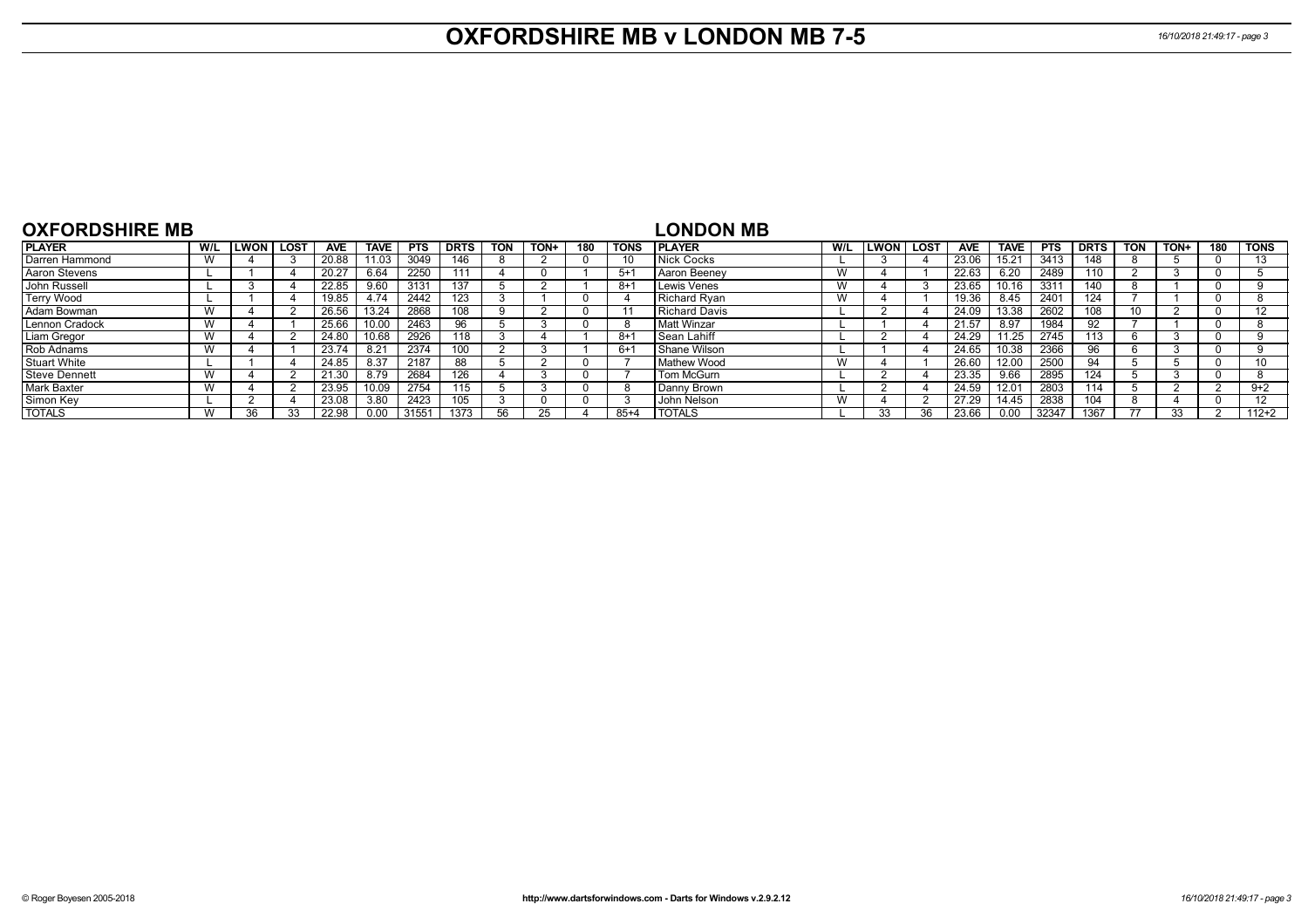# OXFORDSHIRE MB v LONDON MB 7-5

## OXFORDSHIRE MB

| PLAYER | W/L | LWON | LOST | AVE | TAVE | PTS | DRTS | TON | TON+ | 180 | TONS |
|---|---|---|---|---|---|---|---|---|---|---|---|
| Darren Hammond | W | 4 | 3 | 20.88 | 11.03 | 3049 | 146 | 8 | 2 | 0 | 10 |
| Aaron Stevens | L | 1 | 4 | 20.27 | 6.64 | 2250 | 111 | 4 | 0 | 1 | 5+1 |
| John Russell | L | 3 | 4 | 22.85 | 9.60 | 3131 | 137 | 5 | 2 | 1 | 8+1 |
| Terry Wood | L | 1 | 4 | 19.85 | 4.74 | 2442 | 123 | 3 | 1 | 0 | 4 |
| Adam Bowman | W | 4 | 2 | 26.56 | 13.24 | 2868 | 108 | 9 | 2 | 0 | 11 |
| Lennon Cradock | W | 4 | 1 | 25.66 | 10.00 | 2463 | 96 | 5 | 3 | 0 | 8 |
| Liam Gregor | W | 4 | 2 | 24.80 | 10.68 | 2926 | 118 | 3 | 4 | 1 | 8+1 |
| Rob Adnams | W | 4 | 1 | 23.74 | 8.21 | 2374 | 100 | 2 | 3 | 1 | 6+1 |
| Stuart White | L | 1 | 4 | 24.85 | 8.37 | 2187 | 88 | 5 | 2 | 0 | 7 |
| Steve Dennett | W | 4 | 2 | 21.30 | 8.79 | 2684 | 126 | 4 | 3 | 0 | 7 |
| Mark Baxter | W | 4 | 2 | 23.95 | 10.09 | 2754 | 115 | 5 | 3 | 0 | 8 |
| Simon Key | L | 2 | 4 | 23.08 | 3.80 | 2423 | 105 | 3 | 0 | 0 | 3 |
| TOTALS | W | 36 | 33 | 22.98 | 0.00 | 31551 | 1373 | 56 | 25 | 4 | 85+4 |

## LONDON MB

| PLAYER | W/L | LWON | LOST | AVE | TAVE | PTS | DRTS | TON | TON+ | 180 | TONS |
|---|---|---|---|---|---|---|---|---|---|---|---|
| Nick Cocks | L | 3 | 4 | 23.06 | 15.21 | 3413 | 148 | 8 | 5 | 0 | 13 |
| Aaron Beeney | W | 4 | 1 | 22.63 | 6.20 | 2489 | 110 | 2 | 3 | 0 | 5 |
| Lewis Venes | W | 4 | 3 | 23.65 | 10.16 | 3311 | 140 | 8 | 1 | 0 | 9 |
| Richard Ryan | W | 4 | 1 | 19.36 | 8.45 | 2401 | 124 | 7 | 1 | 0 | 8 |
| Richard Davis | L | 2 | 4 | 24.09 | 13.38 | 2602 | 108 | 10 | 2 | 0 | 12 |
| Matt Winzar | L | 1 | 4 | 21.57 | 8.97 | 1984 | 92 | 7 | 1 | 0 | 8 |
| Sean Lahiff | L | 2 | 4 | 24.29 | 11.25 | 2745 | 113 | 6 | 3 | 0 | 9 |
| Shane Wilson | L | 1 | 4 | 24.65 | 10.38 | 2366 | 96 | 6 | 3 | 0 | 9 |
| Mathew Wood | W | 4 | 1 | 26.60 | 12.00 | 2500 | 94 | 5 | 5 | 0 | 10 |
| Tom McGurn | L | 2 | 4 | 23.35 | 9.66 | 2895 | 124 | 5 | 3 | 0 | 8 |
| Danny Brown | L | 2 | 4 | 24.59 | 12.01 | 2803 | 114 | 5 | 2 | 2 | 9+2 |
| John Nelson | W | 4 | 2 | 27.29 | 14.45 | 2838 | 104 | 8 | 4 | 0 | 12 |
| TOTALS | L | 33 | 36 | 23.66 | 0.00 | 32347 | 1367 | 77 | 33 | 2 | 112+2 |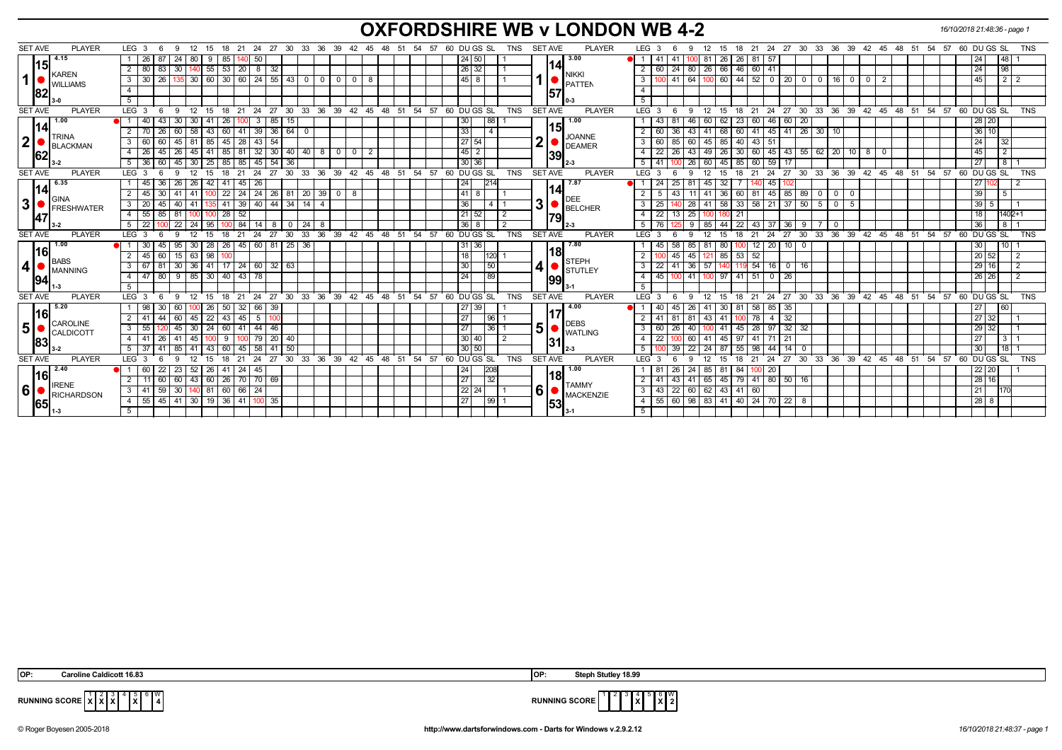# OXFORDSHIRE WB v LONDON WB 4-2

16/10/2018 21:48:36 - page 1

| SET AVE | PLAYER | LEG | 3 | 6 | 9 | 12 | 15 | 18 | 21 | 24 | 27 | 30 | 33 | 36 | 39 | 42 | 45 | 48 | 51 | 54 | 57 | 60 | DU | GS | SL | TNS | SET AVE | PLAYER | LEG | 3 | 6 | 9 | 12 | 15 | 18 | 21 | 24 | 27 | 30 | 33 | 36 | 39 | 42 | 45 | 48 | 51 | 54 | 57 | 60 | DU | GS | SL | TNS |
|---|---|---|---|---|---|---|---|---|---|---|---|---|---|---|---|---|---|---|---|---|---|---|---|---|---|---|---|---|---|---|---|---|---|---|---|---|---|---|---|---|---|---|---|---|---|---|---|---|---|---|---|---|---|
| 4.15 15.82 | 1 KAREN WILLIAMS 3-0 | 1 | 26 | 87 | 24 | 80 | 9 | 85 | 140 | 50 | | | | | | | | | | | | | 24 | 50 | | 1 | 3.00 14.57 | 1 NIKKI PATTEN 0-3 | 1 | 41 | 41 | 100 | 81 | 26 | 26 | 81 | 57 | | | | | | | | | | | | | 24 | | 48 | 1 |
| | | 2 | 80 | 83 | 30 | 140 | 55 | 53 | 20 | 8 | 32 | | | | | | | | | | | | 26 | 32 | | 1 | | | 2 | 60 | 24 | 80 | 26 | 66 | 46 | 60 | 41 | | | | | | | | | | | | | 24 | | 98 | |
| | | 3 | 30 | 26 | 135 | 30 | 60 | 30 | 60 | 24 | 55 | 43 | 0 | 0 | 0 | 0 | 8 | | | | | | 45 | 8 | | 1 | | | 3 | 100 | 41 | 64 | 100 | 60 | 44 | 52 | 0 | 20 | 0 | 0 | 16 | 0 | 0 | 2 | | | | | | 45 | | 2 | 2 |
| | | 4 | | | | | | | | | | | | | | | | | | | | | | | | | | | 4 | | | | | | | | | | | | | | | | | | | | | | | | |
| | | 5 | | | | | | | | | | | | | | | | | | | | | | | | | | | 5 | | | | | | | | | | | | | | | | | | | | | | | | |
| 1.00 14.62 | 2 TRINA BLACKMAN 3-2 | 1 | 40 | 43 | 30 | 30 | 41 | 26 | 100 | 3 | 85 | 15 | | | | | | | | | | | 30 | | 88 | 1 | 1.00 15.39 | 2 JOANNE DEAMER 2-3 | 1 | 43 | 81 | 46 | 60 | 62 | 23 | 60 | 46 | 60 | 20 | | | | | | | | | | | 28 | 20 | | |
| | | 2 | 70 | 26 | 60 | 58 | 43 | 60 | 41 | 39 | 36 | 64 | 0 | | | | | | | | | | 33 | | 4 | | | | 2 | 60 | 36 | 43 | 41 | 68 | 60 | 41 | 45 | 41 | 26 | 30 | 10 | | | | | | | | | | 36 | 10 | | |
| | | 3 | 60 | 60 | 45 | 81 | 85 | 45 | 28 | 43 | 54 | | | | | | | | | | | | 27 | 54 | | | | | 3 | 60 | 85 | 60 | 45 | 85 | 40 | 43 | 51 | | | | | | | | | | | | | | 24 | | 32 | |
| | | 4 | 26 | 45 | 26 | 45 | 41 | 85 | 81 | 32 | 30 | 40 | 40 | 8 | 0 | 0 | 2 | | | | | | 45 | 2 | | | | | 4 | 22 | 26 | 43 | 49 | 26 | 30 | 60 | 45 | 43 | 55 | 62 | 20 | 10 | 8 | 0 | | | | | | | 45 | | 2 | |
| | | 5 | 36 | 60 | 45 | 30 | 25 | 85 | 85 | 45 | 54 | 36 | | | | | | | | | | | 30 | 36 | | | | | 5 | 41 | 100 | 26 | 60 | 45 | 85 | 60 | 59 | 17 | | | | | | | | | | | | | 27 | | 8 | 1 |
| 6.35 14.47 | 3 GINA FRESHWATER 3-2 | 1 | 45 | 36 | 26 | 26 | 42 | 41 | 45 | 26 | | | | | | | | | | | | | 24 | | 214 | | 7.87 14.79 | 3 DEE BELCHER 2-3 | 1 | 24 | 25 | 81 | 45 | 32 | 7 | 140 | 45 | 102 | | | | | | | | | | | | 27 | 102 | | 2 |
| | | 2 | 45 | 30 | 41 | 41 | 100 | 22 | 24 | 24 | 26 | 81 | 20 | 39 | 0 | 8 | | | | | | | 41 | 8 | | 1 | | | 2 | 5 | 43 | 11 | 41 | 36 | 60 | 81 | 45 | 85 | 89 | 0 | 0 | 0 | | | | | | | | | 39 | | 5 | |
| | | 3 | 20 | 45 | 40 | 41 | 135 | 41 | 39 | 40 | 44 | 34 | 14 | 4 | | | | | | | | | 36 | | 4 | 1 | | | 3 | 25 | 140 | 28 | 41 | 58 | 33 | 58 | 21 | 37 | 50 | 5 | 0 | 5 | | | | | | | | | 39 | 5 | | 1 |
| | | 4 | 55 | 85 | 81 | 100 | 100 | 28 | 52 | | | | | | | | | | | | | | 21 | 52 | | 2 | | | 4 | 22 | 13 | 25 | 100 | 180 | 21 | | | | | | | | | | | | | | | | 18 | | 140 | 2+1 |
| | | 5 | 22 | 100 | 22 | 24 | 95 | 100 | 84 | 14 | 8 | 0 | 24 | 8 | | | | | | | | | 36 | 8 | | 2 | | | 5 | 76 | 125 | 9 | 85 | 44 | 22 | 43 | 37 | 36 | 9 | 7 | 0 | | | | | | | | | | 36 | | 8 | 1 |
| 1.00 16.94 | 4 BABS MANNING 1-3 | 1 | 30 | 45 | 95 | 30 | 28 | 26 | 45 | 60 | 81 | 25 | 36 | | | | | | | | | | 31 | 36 | | | 7.80 18.99 | 4 STEPH STUTLEY 3-1 | 1 | 45 | 58 | 85 | 81 | 80 | 100 | 12 | 20 | 10 | 0 | | | | | | | | | | | 30 | | 10 | 1 |
| | | 2 | 45 | 60 | 15 | 63 | 98 | 100 | | | | | | | | | | | | | | | 18 | | 120 | 1 | | | 2 | 100 | 45 | 45 | 121 | 85 | 53 | 52 | | | | | | | | | | | | | | | 20 | 52 | | 2 |
| | | 3 | 67 | 81 | 30 | 36 | 41 | 17 | 24 | 60 | 32 | 63 | | | | | | | | | | | 30 | | 50 | | | | 3 | 22 | 41 | 36 | 57 | 140 | 119 | 54 | 16 | 0 | 16 | | | | | | | | | | | | 29 | 16 | | 2 |
| | | 4 | 47 | 80 | 9 | 85 | 30 | 40 | 43 | 78 | | | | | | | | | | | | | 24 | | 89 | | | | 4 | 45 | 100 | 41 | 100 | 97 | 41 | 51 | 0 | 26 | | | | | | | | | | | | | 26 | 26 | | 2 |
| | | 5 | | | | | | | | | | | | | | | | | | | | | | | | | | | 5 | | | | | | | | | | | | | | | | | | | | | | | | |
| 5.20 16.83 | 5 CAROLINE CALDICOTT 3-2 | 1 | 98 | 30 | 60 | 100 | 26 | 50 | 32 | 66 | 39 | | | | | | | | | | | | 27 | 39 | | 1 | 4.00 17.31 | 5 DEBS WATLING 2-3 | 1 | 40 | 45 | 26 | 41 | 30 | 81 | 58 | 85 | 35 | | | | | | | | | | | | 27 | | 60 | |
| | | 2 | 41 | 44 | 60 | 45 | 22 | 43 | 45 | 5 | 100 | | | | | | | | | | | | 27 | | 96 | 1 | | | 2 | 41 | 81 | 81 | 43 | 41 | 100 | 78 | 4 | 32 | | | | | | | | | | | | | 27 | 32 | | 1 |
| | | 3 | 55 | 120 | 45 | 30 | 24 | 60 | 41 | 44 | 46 | | | | | | | | | | | | 27 | | 36 | 1 | | | 3 | 60 | 26 | 40 | 100 | 41 | 45 | 28 | 97 | 32 | 32 | | | | | | | | | | | | 29 | 32 | | 1 |
| | | 4 | 41 | 26 | 41 | 45 | 100 | 9 | 100 | 79 | 20 | 40 | | | | | | | | | | | 30 | 40 | | 2 | | | 4 | 22 | 100 | 60 | 41 | 45 | 97 | 41 | 71 | 21 | | | | | | | | | | | | | 27 | | 3 | 1 |
| | | 5 | 37 | 41 | 85 | 41 | 43 | 60 | 45 | 58 | 41 | 50 | | | | | | | | | | | 30 | 50 | | | | | 5 | 100 | 39 | 22 | 24 | 87 | 55 | 98 | 44 | 14 | 0 | | | | | | | | | | | | 30 | | 18 | 1 |
| 2.40 16.65 | 6 IRENE RICHARDSON 1-3 | 1 | 60 | 22 | 23 | 52 | 26 | 41 | 24 | 45 | | | | | | | | | | | | | 24 | | 208 | | 1.00 18.53 | 6 TAMMY MACKENZIE 3-1 | 1 | 81 | 26 | 24 | 85 | 81 | 84 | 100 | 20 | | | | | | | | | | | | | 22 | 20 | | 1 |
| | | 2 | 11 | 60 | 60 | 43 | 60 | 26 | 70 | 70 | 69 | | | | | | | | | | | | 27 | | 32 | | | | 2 | 41 | 43 | 41 | 65 | 45 | 79 | 41 | 80 | 50 | 16 | | | | | | | | | | | | 28 | 16 | | |
| | | 3 | 41 | 59 | 30 | 140 | 81 | 60 | 66 | 24 | | | | | | | | | | | | | 22 | 24 | | 1 | | | 3 | 43 | 22 | 60 | 62 | 43 | 41 | 60 | | | | | | | | | | | | | | | 21 | | 170 | |
| | | 4 | 55 | 45 | 41 | 30 | 19 | 36 | 41 | 100 | 35 | | | | | | | | | | | | 27 | | 99 | 1 | | | 4 | 55 | 60 | 98 | 83 | 41 | 40 | 24 | 70 | 22 | 8 | | | | | | | | | | | | 28 | 8 | | |
| | | 5 | | | | | | | | | | | | | | | | | | | | | | | | | | | 5 | | | | | | | | | | | | | | | | | | | | | | | | |

**OP:** Caroline Caldicott 16.83

**OP:** Steph Stutley 18.99

**RUNNING SCORE** (Oxfordshire WB)

| 1 | 2 | 3 | 4 | 5 | 6 | W |
|---|---|---|---|---|---|---|
| X | X | X | | X | | 4 |

**RUNNING SCORE** (London WB)

| 1 | 2 | 3 | 4 | 5 | 6 | W |
|---|---|---|---|---|---|---|
| | | | X | | X | 2 |

© Roger Boyesen 2005-2018 http://www.dartsforwindows.com - Darts for Windows v.2.9.2.12 16/10/2018 21:48:37 - page 1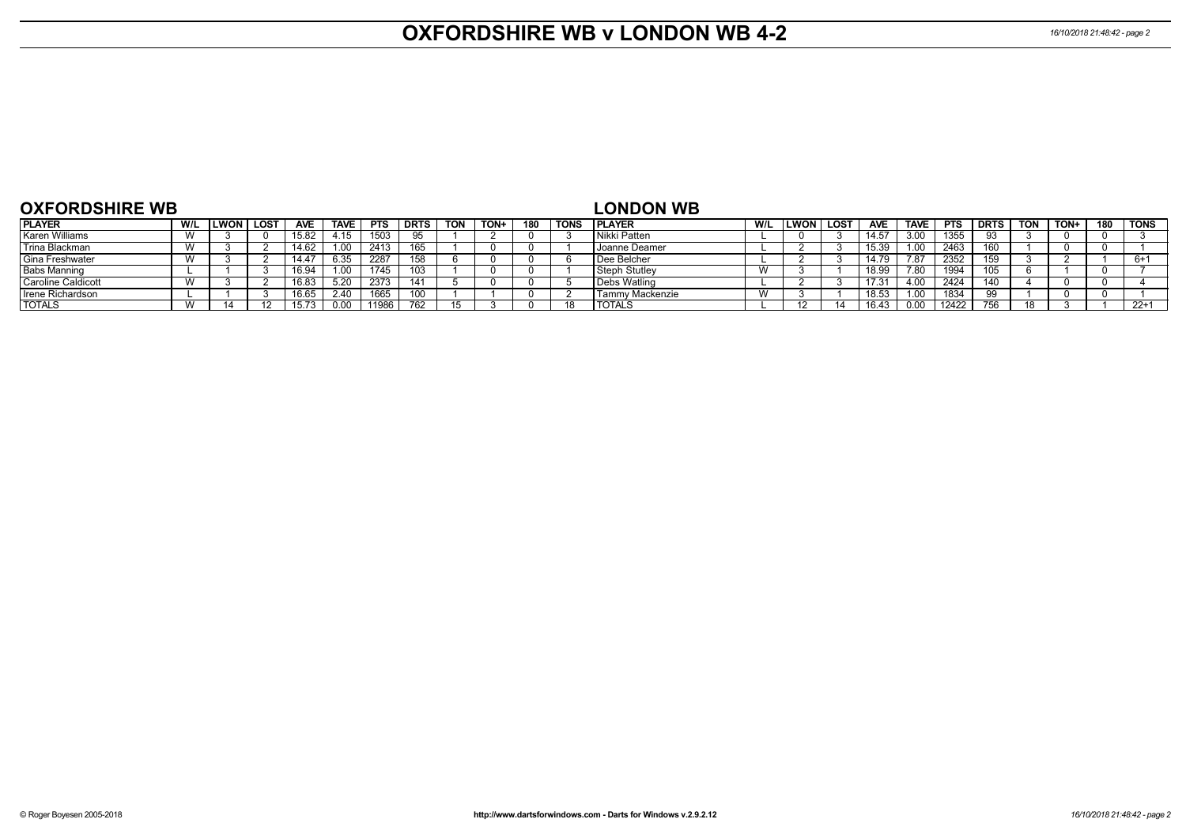# OXFORDSHIRE WB v LONDON WB 4-2

## OXFORDSHIRE WB

| PLAYER | W/L | LWON | LOST | AVE | TAVE | PTS | DRTS | TON | TON+ | 180 | TONS |
|---|---|---|---|---|---|---|---|---|---|---|---|
| Karen Williams | W | 3 | 0 | 15.82 | 4.15 | 1503 | 95 | 1 | 2 | 0 | 3 |
| Trina Blackman | W | 3 | 2 | 14.62 | 1.00 | 2413 | 165 | 1 | 0 | 0 | 1 |
| Gina Freshwater | W | 3 | 2 | 14.47 | 6.35 | 2287 | 158 | 6 | 0 | 0 | 6 |
| Babs Manning | L | 1 | 3 | 16.94 | 1.00 | 1745 | 103 | 1 | 0 | 0 | 1 |
| Caroline Caldicott | W | 3 | 2 | 16.83 | 5.20 | 2373 | 141 | 5 | 0 | 0 | 5 |
| Irene Richardson | L | 1 | 3 | 16.65 | 2.40 | 1665 | 100 | 1 | 1 | 0 | 2 |
| TOTALS | W | 14 | 12 | 15.73 | 0.00 | 11986 | 762 | 15 | 3 | 0 | 18 |

## LONDON WB

| PLAYER | W/L | LWON | LOST | AVE | TAVE | PTS | DRTS | TON | TON+ | 180 | TONS |
|---|---|---|---|---|---|---|---|---|---|---|---|
| Nikki Patten | L | 0 | 3 | 14.57 | 3.00 | 1355 | 93 | 3 | 0 | 0 | 3 |
| Joanne Deamer | L | 2 | 3 | 15.39 | 1.00 | 2463 | 160 | 1 | 0 | 0 | 1 |
| Dee Belcher | L | 2 | 3 | 14.79 | 7.87 | 2352 | 159 | 3 | 2 | 1 | 6+1 |
| Steph Stutley | W | 3 | 1 | 18.99 | 7.80 | 1994 | 105 | 6 | 1 | 0 | 7 |
| Debs Watling | L | 2 | 3 | 17.31 | 4.00 | 2424 | 140 | 4 | 0 | 0 | 4 |
| Tammy Mackenzie | W | 3 | 1 | 18.53 | 1.00 | 1834 | 99 | 1 | 0 | 0 | 1 |
| TOTALS | L | 12 | 14 | 16.43 | 0.00 | 12422 | 756 | 18 | 3 | 1 | 22+1 |